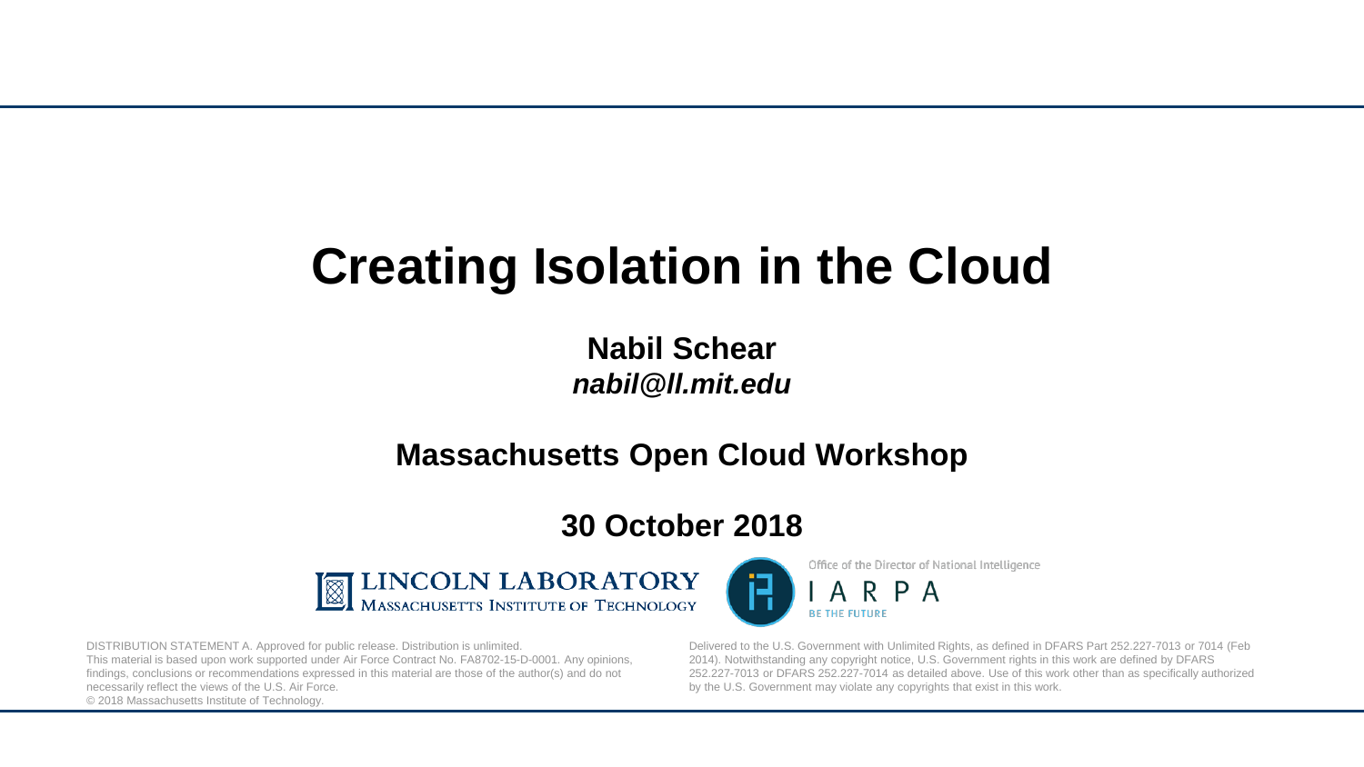# Creating Isolation in the Cloud

**Nabil Schear**
***nabil@ll.mit.edu***

**Massachusetts Open Cloud Workshop**

**30 October 2018**

LINCOLN LABORATORY
MASSACHUSETTS INSTITUTE OF TECHNOLOGY

Office of the Director of National Intelligence
IARPA
BE THE FUTURE

DISTRIBUTION STATEMENT A. Approved for public release. Distribution is unlimited.
This material is based upon work supported under Air Force Contract No. FA8702-15-D-0001. Any opinions, findings, conclusions or recommendations expressed in this material are those of the author(s) and do not necessarily reflect the views of the U.S. Air Force.
© 2018 Massachusetts Institute of Technology.

Delivered to the U.S. Government with Unlimited Rights, as defined in DFARS Part 252.227-7013 or 7014 (Feb 2014). Notwithstanding any copyright notice, U.S. Government rights in this work are defined by DFARS 252.227-7013 or DFARS 252.227-7014 as detailed above. Use of this work other than as specifically authorized by the U.S. Government may violate any copyrights that exist in this work.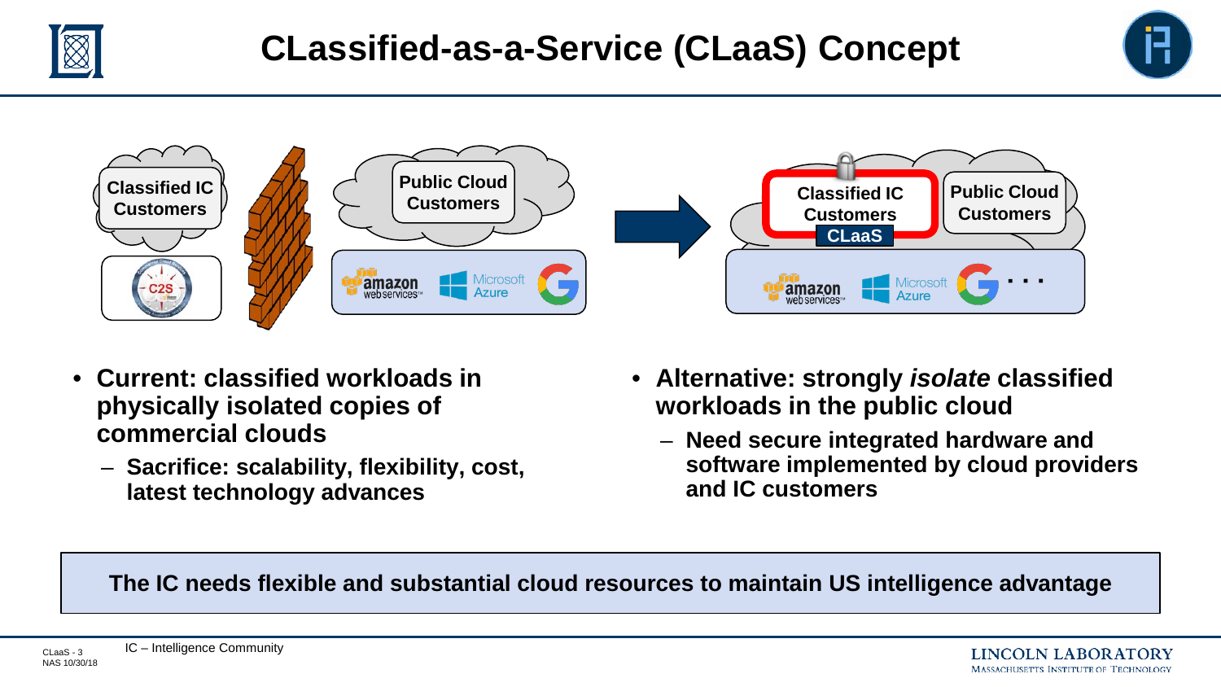# CLassified-as-a-Service (CLaaS) Concept

Classified IC Customers

C2S

Public Cloud Customers

amazon web services | Microsoft Azure | Google

Classified IC Customers

CLaaS

Public Cloud Customers

amazon web services | Microsoft Azure | Google | . . .

- **Current: classified workloads in physically isolated copies of commercial clouds**
  - **Sacrifice: scalability, flexibility, cost, latest technology advances**
- **Alternative: strongly *isolate* classified workloads in the public cloud**
  - **Need secure integrated hardware and software implemented by cloud providers and IC customers**

**The IC needs flexible and substantial cloud resources to maintain US intelligence advantage**

IC – Intelligence Community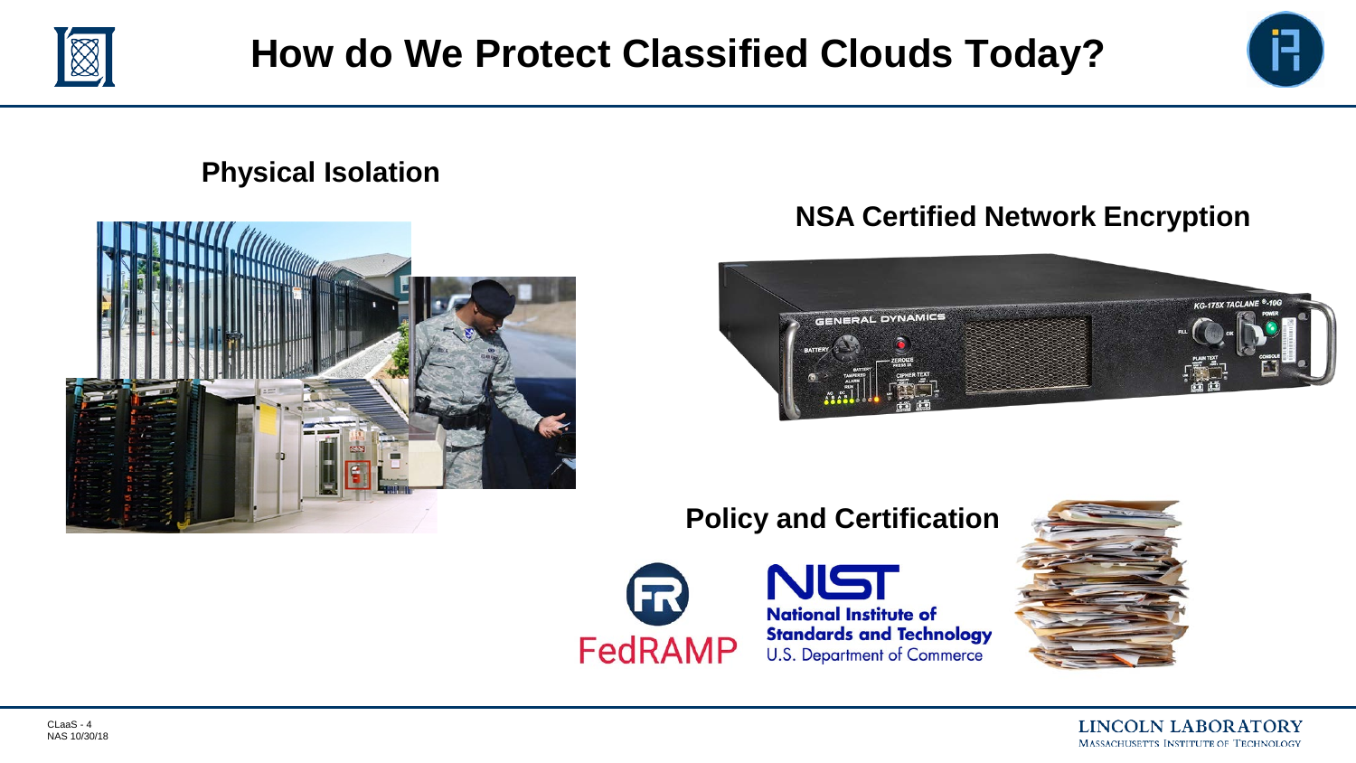# How do We Protect Classified Clouds Today?

**Physical Isolation**

**NSA Certified Network Encryption**

**Policy and Certification**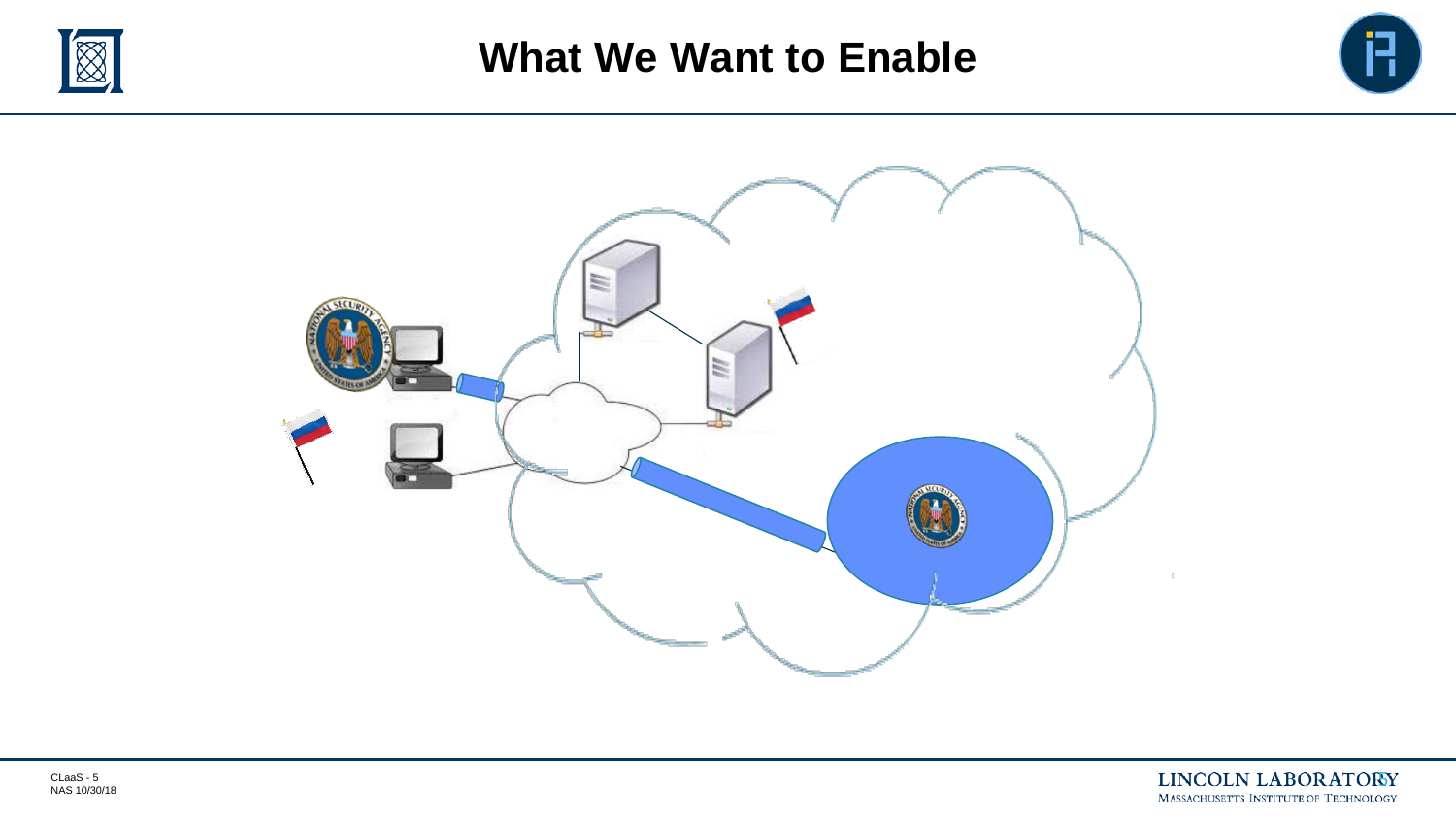# What We Want to Enable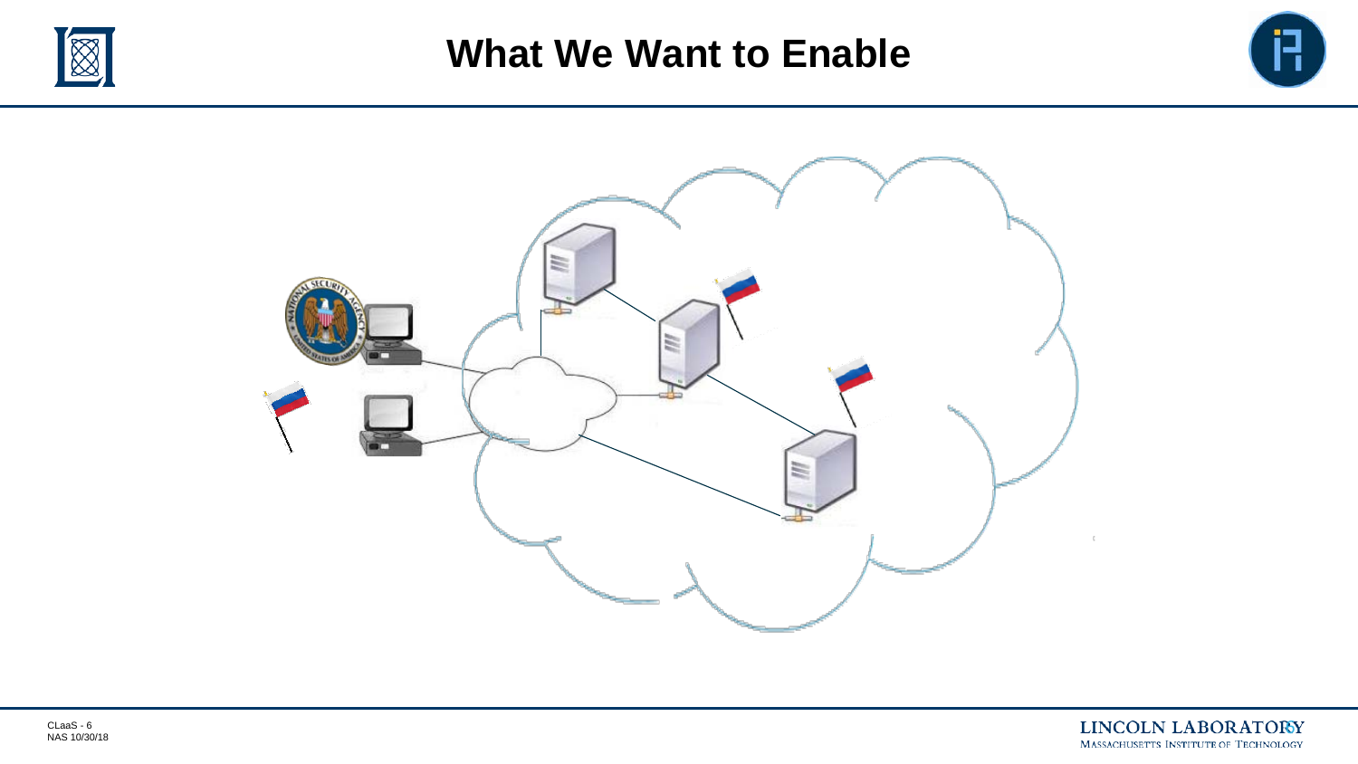# What We Want to Enable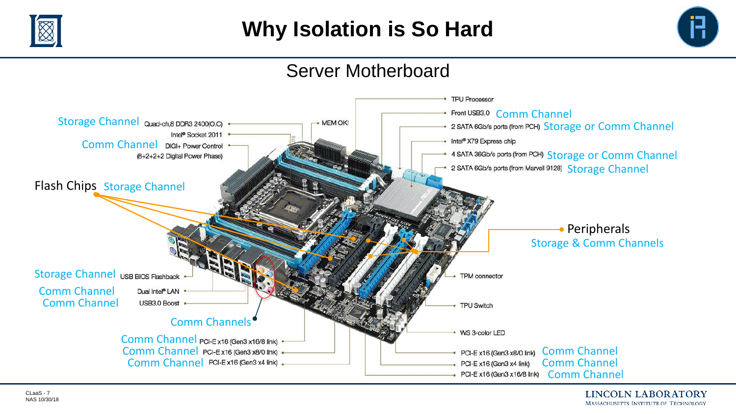# Why Isolation is So Hard

## Server Motherboard

- Storage Channel — Quad-ch,8 DDR3 2400(O.C)
- Intel® Socket 2011
- Comm Channel — DIGI+ Power Control (8+2+2+2 Digital Power Phase)
- MEM OK!
- Flash Chips — Storage Channel
- Storage Channel — USB BIOS Flashback
- Comm Channel — Dual Intel® LAN
- Comm Channel — USB3.0 Boost
- Comm Channels
- Comm Channel — PCI-E x16 (Gen3 x16/8 link)
- Comm Channel — PCI-E x16 (Gen3 x8/0 link)
- Comm Channel — PCI-E x16 (Gen3 x4 link)
- TPU Processor
- Front USB3.0 — Comm Channel
- 2 SATA 6Gb/s ports (from PCH) — Storage or Comm Channel
- Intel® X79 Express chip
- 4 SATA 36Gb/s ports (from PCH) — Storage or Comm Channel
- 2 SATA 6Gb/s ports (from Marvell 9128) — Storage Channel
- Peripherals — Storage & Comm Channels
- TPM connector
- TPU Switch
- WS 3-color LED
- PCI-E x16 (Gen3 x8/0 link) — Comm Channel
- PCI-E x16 (Gen3 x4 link) — Comm Channel
- PCI-E x16 (Gen3 x16/8 link) — Comm Channel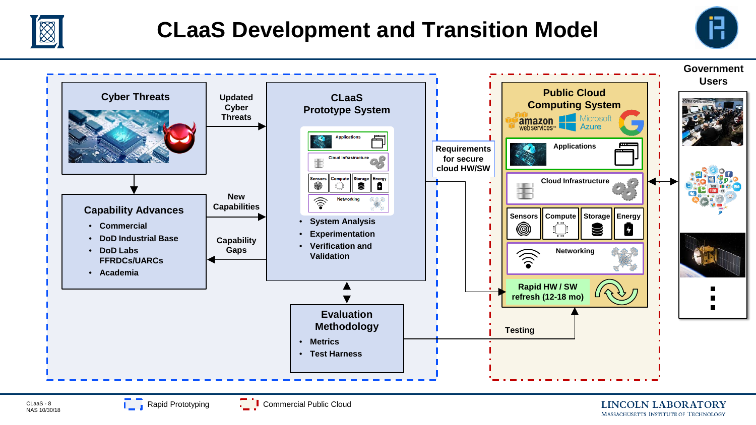# CLaaS Development and Transition Model

**Cyber Threats**

**Updated Cyber Threats**

**CLaaS Prototype System**

Applications

Cloud Infrastructure

Sensors | Compute | Storage | Energy

Networking

- **System Analysis**
- **Experimentation**
- **Verification and Validation**

**Capability Advances**

- **Commercial**
- **DoD Industrial Base**
- **DoD Labs FFRDCs/UARCs**
- **Academia**

**New Capabilities**

**Capability Gaps**

**Evaluation Methodology**

- **Metrics**
- **Test Harness**

**Requirements for secure cloud HW/SW**

**Testing**

**Public Cloud Computing System**

amazon web services · Microsoft Azure

**Applications**

**Cloud Infrastructure**

**Sensors** | **Compute** | **Storage** | **Energy**

**Networking**

**Rapid HW / SW refresh (12-18 mo)**

**Government Users**

Rapid Prototyping

Commercial Public Cloud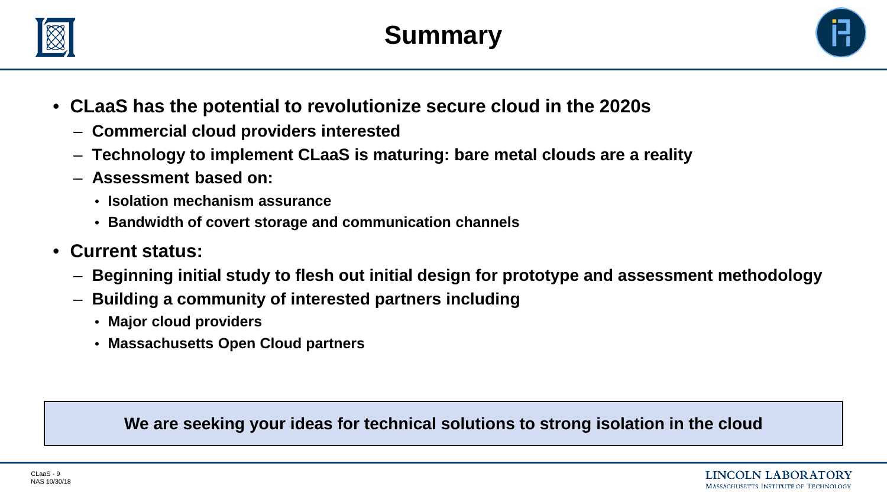# Summary

- **CLaaS has the potential to revolutionize secure cloud in the 2020s**
  - **Commercial cloud providers interested**
  - **Technology to implement CLaaS is maturing: bare metal clouds are a reality**
  - **Assessment based on:**
    - **Isolation mechanism assurance**
    - **Bandwidth of covert storage and communication channels**
- **Current status:**
  - **Beginning initial study to flesh out initial design for prototype and assessment methodology**
  - **Building a community of interested partners including**
    - **Major cloud providers**
    - **Massachusetts Open Cloud partners**

**We are seeking your ideas for technical solutions to strong isolation in the cloud**